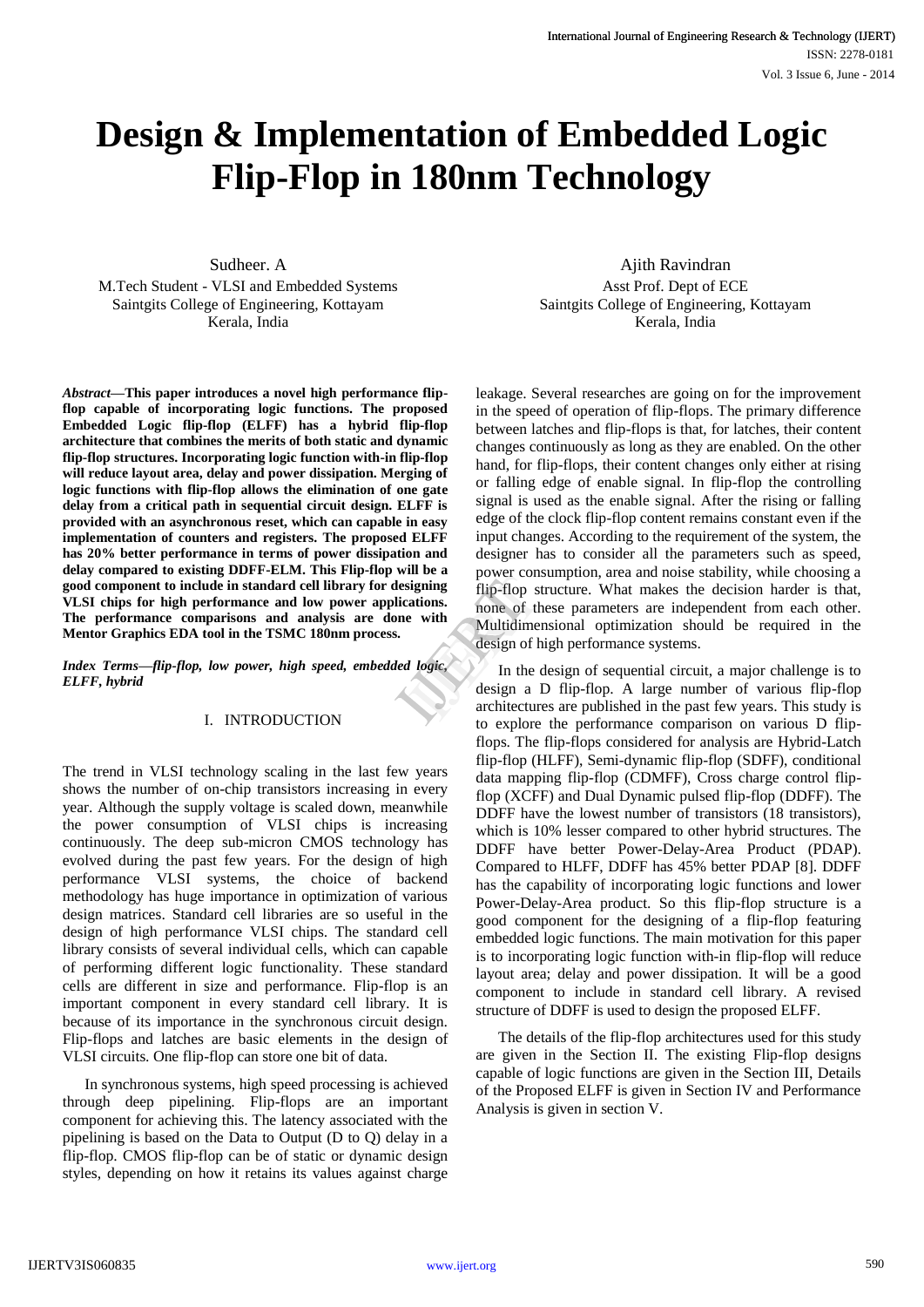# Design & Implementation of Embedded Logic Flip-Flop in 180nm Technology

Sudheer. A
M.Tech Student - VLSI and Embedded Systems
Saintgits College of Engineering, Kottayam
Kerala, India

Ajith Ravindran
Asst Prof. Dept of ECE
Saintgits College of Engineering, Kottayam
Kerala, India

***Abstract*—This paper introduces a novel high performance flip-flop capable of incorporating logic functions. The proposed Embedded Logic flip-flop (ELFF) has a hybrid flip-flop architecture that combines the merits of both static and dynamic flip-flop structures. Incorporating logic function with-in flip-flop will reduce layout area, delay and power dissipation. Merging of logic functions with flip-flop allows the elimination of one gate delay from a critical path in sequential circuit design. ELFF is provided with an asynchronous reset, which can capable in easy implementation of counters and registers. The proposed ELFF has 20% better performance in terms of power dissipation and delay compared to existing DDFF-ELM. This Flip-flop will be a good component to include in standard cell library for designing VLSI chips for high performance and low power applications. The performance comparisons and analysis are done with Mentor Graphics EDA tool in the TSMC 180nm process.**

***Index Terms*—*flip-flop, low power, high speed, embedded logic, ELFF, hybrid***

## I. INTRODUCTION

The trend in VLSI technology scaling in the last few years shows the number of on-chip transistors increasing in every year. Although the supply voltage is scaled down, meanwhile the power consumption of VLSI chips is increasing continuously. The deep sub-micron CMOS technology has evolved during the past few years. For the design of high performance VLSI systems, the choice of backend methodology has huge importance in optimization of various design matrices. Standard cell libraries are so useful in the design of high performance VLSI chips. The standard cell library consists of several individual cells, which can capable of performing different logic functionality. These standard cells are different in size and performance. Flip-flop is an important component in every standard cell library. It is because of its importance in the synchronous circuit design. Flip-flops and latches are basic elements in the design of VLSI circuits. One flip-flop can store one bit of data.

In synchronous systems, high speed processing is achieved through deep pipelining. Flip-flops are an important component for achieving this. The latency associated with the pipelining is based on the Data to Output (D to Q) delay in a flip-flop. CMOS flip-flop can be of static or dynamic design styles, depending on how it retains its values against charge leakage. Several researches are going on for the improvement in the speed of operation of flip-flops. The primary difference between latches and flip-flops is that, for latches, their content changes continuously as long as they are enabled. On the other hand, for flip-flops, their content changes only either at rising or falling edge of enable signal. In flip-flop the controlling signal is used as the enable signal. After the rising or falling edge of the clock flip-flop content remains constant even if the input changes. According to the requirement of the system, the designer has to consider all the parameters such as speed, power consumption, area and noise stability, while choosing a flip-flop structure. What makes the decision harder is that, none of these parameters are independent from each other. Multidimensional optimization should be required in the design of high performance systems.

In the design of sequential circuit, a major challenge is to design a D flip-flop. A large number of various flip-flop architectures are published in the past few years. This study is to explore the performance comparison on various D flip-flops. The flip-flops considered for analysis are Hybrid-Latch flip-flop (HLFF), Semi-dynamic flip-flop (SDFF), conditional data mapping flip-flop (CDMFF), Cross charge control flip-flop (XCFF) and Dual Dynamic pulsed flip-flop (DDFF). The DDFF have the lowest number of transistors (18 transistors), which is 10% lesser compared to other hybrid structures. The DDFF have better Power-Delay-Area Product (PDAP). Compared to HLFF, DDFF has 45% better PDAP [8]. DDFF has the capability of incorporating logic functions and lower Power-Delay-Area product. So this flip-flop structure is a good component for the designing of a flip-flop featuring embedded logic functions. The main motivation for this paper is to incorporating logic function with-in flip-flop will reduce layout area; delay and power dissipation. It will be a good component to include in standard cell library. A revised structure of DDFF is used to design the proposed ELFF.

The details of the flip-flop architectures used for this study are given in the Section II. The existing Flip-flop designs capable of logic functions are given in the Section III, Details of the Proposed ELFF is given in Section IV and Performance Analysis is given in section V.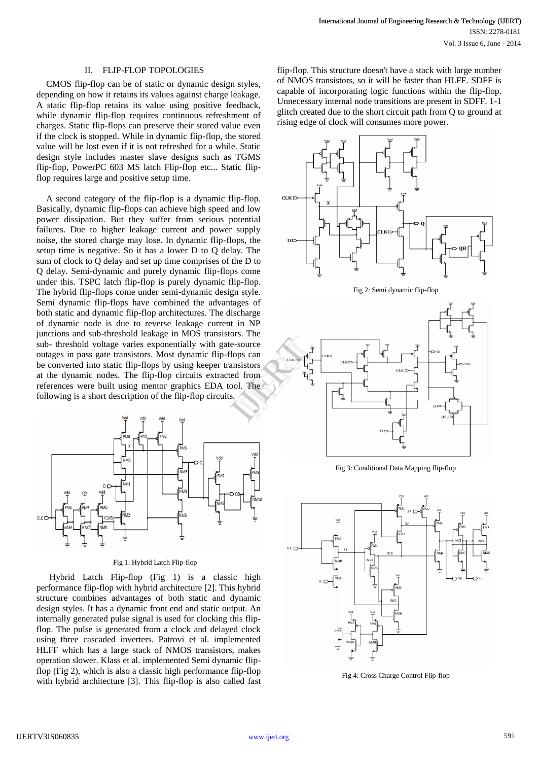## II. FLIP-FLOP TOPOLOGIES

CMOS flip-flop can be of static or dynamic design styles, depending on how it retains its values against charge leakage. A static flip-flop retains its value using positive feedback, while dynamic flip-flop requires continuous refreshment of charges. Static flip-flops can preserve their stored value even if the clock is stopped. While in dynamic flip-flop, the stored value will be lost even if it is not refreshed for a while. Static design style includes master slave designs such as TGMS flip-flop, PowerPC 603 MS latch Flip-flop etc... Static flip-flop requires large and positive setup time.

A second category of the flip-flop is a dynamic flip-flop. Basically, dynamic flip-flops can achieve high speed and low power dissipation. But they suffer from serious potential failures. Due to higher leakage current and power supply noise, the stored charge may lose. In dynamic flip-flops, the setup time is negative. So it has a lower D to Q delay. The sum of clock to Q delay and set up time comprises of the D to Q delay. Semi-dynamic and purely dynamic flip-flops come under this. TSPC latch flip-flop is purely dynamic flip-flop. The hybrid flip-flops come under semi-dynamic design style. Semi dynamic flip-flops have combined the advantages of both static and dynamic flip-flop architectures. The discharge of dynamic node is due to reverse leakage current in NP junctions and sub-threshold leakage in MOS transistors. The sub- threshold voltage varies exponentially with gate-source outages in pass gate transistors. Most dynamic flip-flops can be converted into static flip-flops by using keeper transistors at the dynamic nodes. The flip-flop circuits extracted from references were built using mentor graphics EDA tool. The following is a short description of the flip-flop circuits.

Fig 1: Hybrid Latch Flip-flop

Hybrid Latch Flip-flop (Fig 1) is a classic high performance flip-flop with hybrid architecture [2]. This hybrid structure combines advantages of both static and dynamic design styles. It has a dynamic front end and static output. An internally generated pulse signal is used for clocking this flip-flop. The pulse is generated from a clock and delayed clock using three cascaded inverters. Patrovi et al. implemented HLFF which has a large stack of NMOS transistors, makes operation slower. Klass et al. implemented Semi dynamic flip-flop (Fig 2), which is also a classic high performance flip-flop with hybrid architecture [3]. This flip-flop is also called fast flip-flop. This structure doesn't have a stack with large number of NMOS transistors, so it will be faster than HLFF. SDFF is capable of incorporating logic functions within the flip-flop. Unnecessary internal node transitions are present in SDFF. 1-1 glitch created due to the short circuit path from Q to ground at rising edge of clock will consumes more power.

Fig 2: Semi dynamic flip-flop

Fig 3: Conditional Data Mapping flip-flop

Fig 4: Cross Charge Control Flip-flop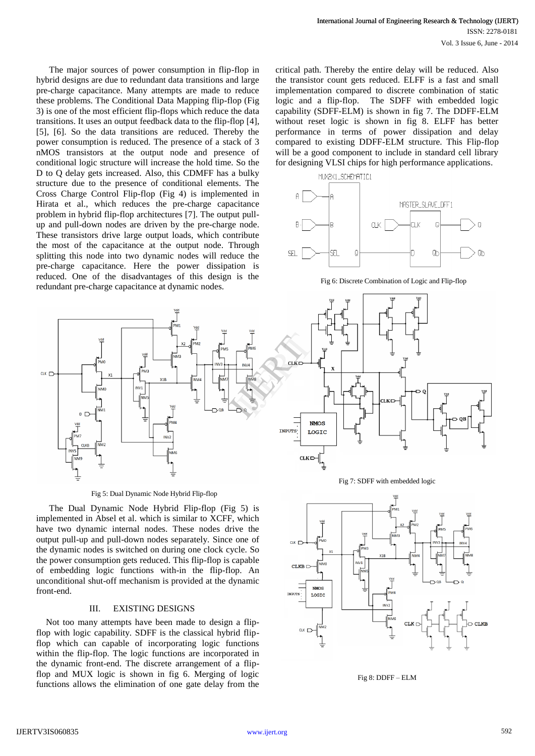The major sources of power consumption in flip-flop in hybrid designs are due to redundant data transitions and large pre-charge capacitance. Many attempts are made to reduce these problems. The Conditional Data Mapping flip-flop (Fig 3) is one of the most efficient flip-flops which reduce the data transitions. It uses an output feedback data to the flip-flop [4], [5], [6]. So the data transitions are reduced. Thereby the power consumption is reduced. The presence of a stack of 3 nMOS transistors at the output node and presence of conditional logic structure will increase the hold time. So the D to Q delay gets increased. Also, this CDMFF has a bulky structure due to the presence of conditional elements. The Cross Charge Control Flip-flop (Fig 4) is implemented in Hirata et al., which reduces the pre-charge capacitance problem in hybrid flip-flop architectures [7]. The output pull-up and pull-down nodes are driven by the pre-charge node. These transistors drive large output loads, which contribute the most of the capacitance at the output node. Through splitting this node into two dynamic nodes will reduce the pre-charge capacitance. Here the power dissipation is reduced. One of the disadvantages of this design is the redundant pre-charge capacitance at dynamic nodes.

Fig 5: Dual Dynamic Node Hybrid Flip-flop

The Dual Dynamic Node Hybrid Flip-flop (Fig 5) is implemented in Absel et al. which is similar to XCFF, which have two dynamic internal nodes. These nodes drive the output pull-up and pull-down nodes separately. Since one of the dynamic nodes is switched on during one clock cycle. So the power consumption gets reduced. This flip-flop is capable of embedding logic functions with-in the flip-flop. An unconditional shut-off mechanism is provided at the dynamic front-end.

## III. EXISTING DESIGNS

Not too many attempts have been made to design a flip-flop with logic capability. SDFF is the classical hybrid flip-flop which can capable of incorporating logic functions within the flip-flop. The logic functions are incorporated in the dynamic front-end. The discrete arrangement of a flip-flop and MUX logic is shown in fig 6. Merging of logic functions allows the elimination of one gate delay from the critical path. Thereby the entire delay will be reduced. Also the transistor count gets reduced. ELFF is a fast and small implementation compared to discrete combination of static logic and a flip-flop. The SDFF with embedded logic capability (SDFF-ELM) is shown in fig 7. The DDFF-ELM without reset logic is shown in fig 8. ELFF has better performance in terms of power dissipation and delay compared to existing DDFF-ELM structure. This Flip-flop will be a good component to include in standard cell library for designing VLSI chips for high performance applications.

Fig 6: Discrete Combination of Logic and Flip-flop

Fig 7: SDFF with embedded logic

Fig 8: DDFF – ELM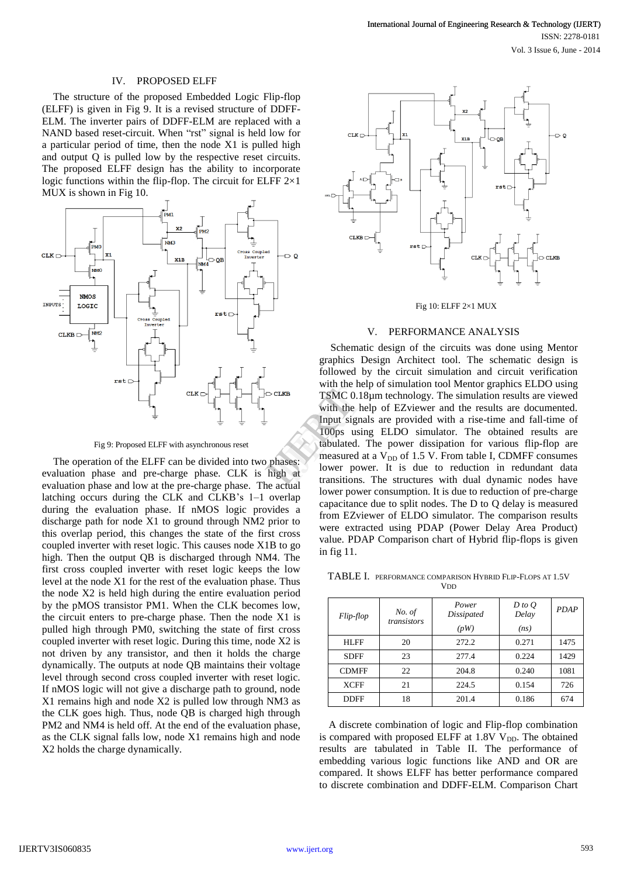## IV. PROPOSED ELFF

The structure of the proposed Embedded Logic Flip-flop (ELFF) is given in Fig 9. It is a revised structure of DDFF-ELM. The inverter pairs of DDFF-ELM are replaced with a NAND based reset-circuit. When "rst" signal is held low for a particular period of time, then the node X1 is pulled high and output Q is pulled low by the respective reset circuits. The proposed ELFF design has the ability to incorporate logic functions within the flip-flop. The circuit for ELFF 2×1 MUX is shown in Fig 10.

Fig 9: Proposed ELFF with asynchronous reset

The operation of the ELFF can be divided into two phases: evaluation phase and pre-charge phase. CLK is high at evaluation phase and low at the pre-charge phase. The actual latching occurs during the CLK and CLKB's 1–1 overlap during the evaluation phase. If nMOS logic provides a discharge path for node X1 to ground through NM2 prior to this overlap period, this changes the state of the first cross coupled inverter with reset logic. This causes node X1B to go high. Then the output QB is discharged through NM4. The first cross coupled inverter with reset logic keeps the low level at the node X1 for the rest of the evaluation phase. Thus the node X2 is held high during the entire evaluation period by the pMOS transistor PM1. When the CLK becomes low, the circuit enters to pre-charge phase. Then the node X1 is pulled high through PM0, switching the state of first cross coupled inverter with reset logic. During this time, node X2 is not driven by any transistor, and then it holds the charge dynamically. The outputs at node QB maintains their voltage level through second cross coupled inverter with reset logic. If nMOS logic will not give a discharge path to ground, node X1 remains high and node X2 is pulled low through NM3 as the CLK goes high. Thus, node QB is charged high through PM2 and NM4 is held off. At the end of the evaluation phase, as the CLK signal falls low, node X1 remains high and node X2 holds the charge dynamically.

Fig 10: ELFF 2×1 MUX

## V. PERFORMANCE ANALYSIS

Schematic design of the circuits was done using Mentor graphics Design Architect tool. The schematic design is followed by the circuit simulation and circuit verification with the help of simulation tool Mentor graphics ELDO using TSMC 0.18μm technology. The simulation results are viewed with the help of EZviewer and the results are documented. Input signals are provided with a rise-time and fall-time of 100ps using ELDO simulator. The obtained results are tabulated. The power dissipation for various flip-flop are measured at a $V_{DD}$ of 1.5 V. From table I, CDMFF consumes lower power. It is due to reduction in redundant data transitions. The structures with dual dynamic nodes have lower power consumption. It is due to reduction of pre-charge capacitance due to split nodes. The D to Q delay is measured from EZviewer of ELDO simulator. The comparison results were extracted using PDAP (Power Delay Area Product) value. PDAP Comparison chart of Hybrid flip-flops is given in fig 11.

TABLE I. PERFORMANCE COMPARISON HYBRID FLIP-FLOPS AT 1.5V $V_{DD}$

| *Flip-flop* | *No. of transistors* | *Power Dissipated (pW)* | *D to Q Delay (ns)* | *PDAP* |
|---|---|---|---|---|
| HLFF | 20 | 272.2 | 0.271 | 1475 |
| SDFF | 23 | 277.4 | 0.224 | 1429 |
| CDMFF | 22 | 204.8 | 0.240 | 1081 |
| XCFF | 21 | 224.5 | 0.154 | 726 |
| DDFF | 18 | 201.4 | 0.186 | 674 |

A discrete combination of logic and Flip-flop combination is compared with proposed ELFF at 1.8V $V_{DD}$. The obtained results are tabulated in Table II. The performance of embedding various logic functions like AND and OR are compared. It shows ELFF has better performance compared to discrete combination and DDFF-ELM. Comparison Chart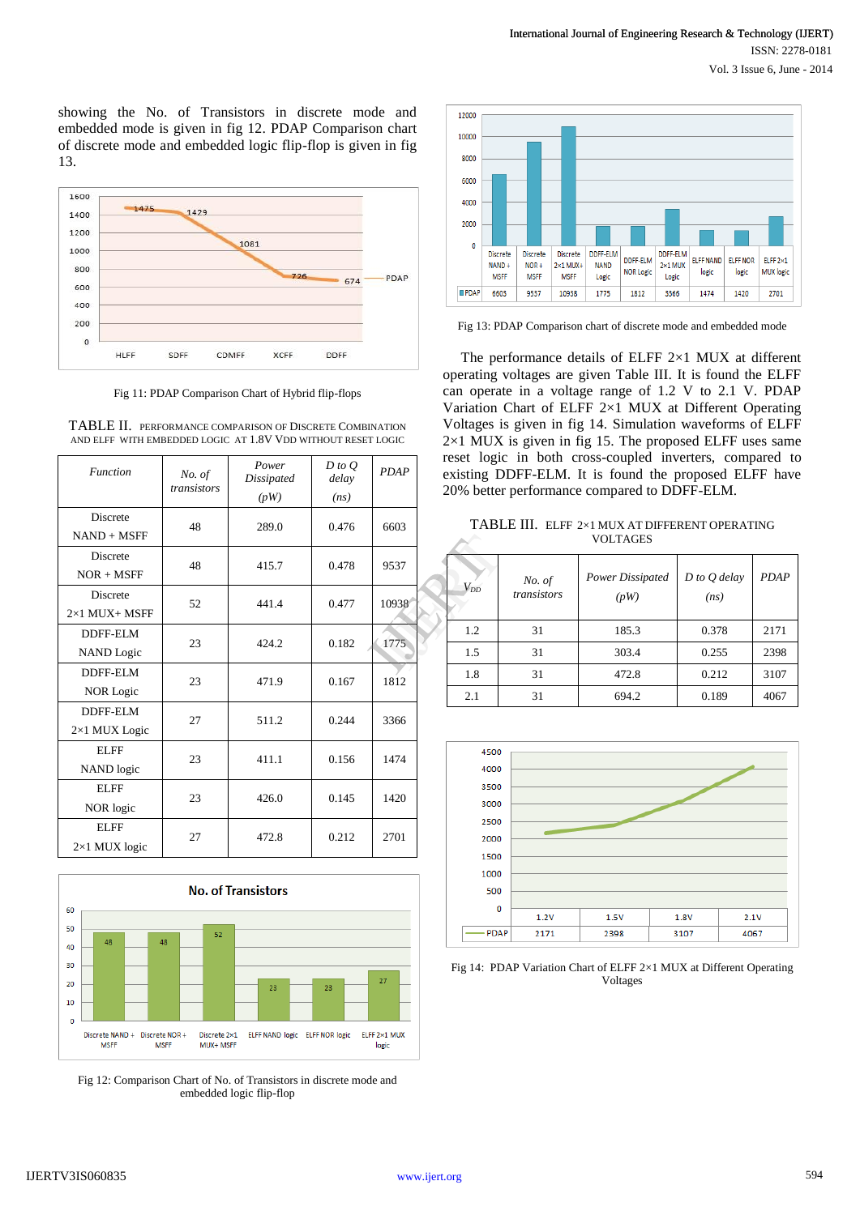showing the No. of Transistors in discrete mode and embedded mode is given in fig 12. PDAP Comparison chart of discrete mode and embedded logic flip-flop is given in fig 13.

Fig 11: PDAP Comparison Chart of Hybrid flip-flops

TABLE II. PERFORMANCE COMPARISON OF DISCRETE COMBINATION AND ELFF WITH EMBEDDED LOGIC AT 1.8V VDD WITHOUT RESET LOGIC

| *Function* | *No. of transistors* | *Power Dissipated (pW)* | *D to Q delay (ns)* | *PDAP* |
|---|---|---|---|---|
| Discrete NAND + MSFF | 48 | 289.0 | 0.476 | 6603 |
| Discrete NOR + MSFF | 48 | 415.7 | 0.478 | 9537 |
| Discrete 2×1 MUX+ MSFF | 52 | 441.4 | 0.477 | 10938 |
| DDFF-ELM NAND Logic | 23 | 424.2 | 0.182 | 1775 |
| DDFF-ELM NOR Logic | 23 | 471.9 | 0.167 | 1812 |
| DDFF-ELM 2×1 MUX Logic | 27 | 511.2 | 0.244 | 3366 |
| ELFF NAND logic | 23 | 411.1 | 0.156 | 1474 |
| ELFF NOR logic | 23 | 426.0 | 0.145 | 1420 |
| ELFF 2×1 MUX logic | 27 | 472.8 | 0.212 | 2701 |

Fig 12: Comparison Chart of No. of Transistors in discrete mode and embedded logic flip-flop

Fig 13: PDAP Comparison chart of discrete mode and embedded mode

The performance details of ELFF 2×1 MUX at different operating voltages are given Table III. It is found the ELFF can operate in a voltage range of 1.2 V to 2.1 V. PDAP Variation Chart of ELFF 2×1 MUX at Different Operating Voltages is given in fig 14. Simulation waveforms of ELFF 2×1 MUX is given in fig 15. The proposed ELFF uses same reset logic in both cross-coupled inverters, compared to existing DDFF-ELM. It is found the proposed ELFF have 20% better performance compared to DDFF-ELM.

TABLE III. ELFF 2×1 MUX AT DIFFERENT OPERATING VOLTAGES

| $V_{DD}$ | *No. of transistors* | *Power Dissipated (pW)* | *D to Q delay (ns)* | *PDAP* |
|---|---|---|---|---|
| 1.2 | 31 | 185.3 | 0.378 | 2171 |
| 1.5 | 31 | 303.4 | 0.255 | 2398 |
| 1.8 | 31 | 472.8 | 0.212 | 3107 |
| 2.1 | 31 | 694.2 | 0.189 | 4067 |

Fig 14: PDAP Variation Chart of ELFF 2×1 MUX at Different Operating Voltages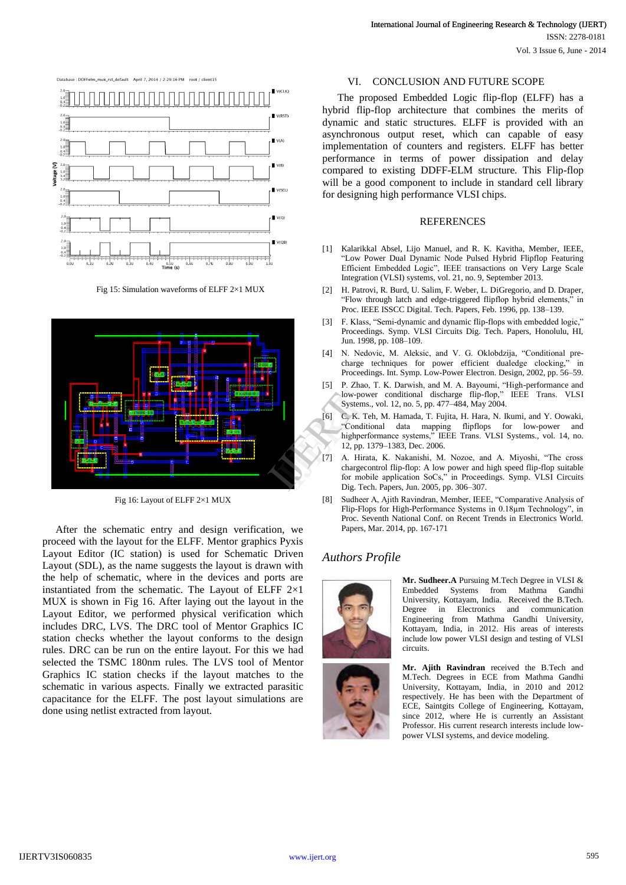Database : DDFFelm_mux_rst_default April 7, 2014 / 2:29:16 PM root / client15

V(CLK)

V(RST)

V(A)

V(B)

V(SEL)

V(Q)

V(QB)

Voltage (V)

Time (s)

Fig 15: Simulation waveforms of ELFF 2×1 MUX

Fig 16: Layout of ELFF 2×1 MUX

After the schematic entry and design verification, we proceed with the layout for the ELFF. Mentor graphics Pyxis Layout Editor (IC station) is used for Schematic Driven Layout (SDL), as the name suggests the layout is drawn with the help of schematic, where in the devices and ports are instantiated from the schematic. The Layout of ELFF 2×1 MUX is shown in Fig 16. After laying out the layout in the Layout Editor, we performed physical verification which includes DRC, LVS. The DRC tool of Mentor Graphics IC station checks whether the layout conforms to the design rules. DRC can be run on the entire layout. For this we had selected the TSMC 180nm rules. The LVS tool of Mentor Graphics IC station checks if the layout matches to the schematic in various aspects. Finally we extracted parasitic capacitance for the ELFF. The post layout simulations are done using netlist extracted from layout.

## VI. CONCLUSION AND FUTURE SCOPE

The proposed Embedded Logic flip-flop (ELFF) has a hybrid flip-flop architecture that combines the merits of dynamic and static structures. ELFF is provided with an asynchronous output reset, which can capable of easy implementation of counters and registers. ELFF has better performance in terms of power dissipation and delay compared to existing DDFF-ELM structure. This Flip-flop will be a good component to include in standard cell library for designing high performance VLSI chips.

## REFERENCES

[1] Kalarikkal Absel, Lijo Manuel, and R. K. Kavitha, Member, IEEE, "Low Power Dual Dynamic Node Pulsed Hybrid Flipflop Featuring Efficient Embedded Logic", IEEE transactions on Very Large Scale Integration (VLSI) systems, vol. 21, no. 9, September 2013.

[2] H. Patrovi, R. Burd, U. Salim, F. Weber, L. DiGregorio, and D. Draper, "Flow through latch and edge-triggered flipflop hybrid elements," in Proc. IEEE ISSCC Digital. Tech. Papers, Feb. 1996, pp. 138–139.

[3] F. Klass, "Semi-dynamic and dynamic flip-flops with embedded logic," Proceedings. Symp. VLSI Circuits Dig. Tech. Papers, Honolulu, HI, Jun. 1998, pp. 108–109.

[4] N. Nedovic, M. Aleksic, and V. G. Oklobdzija, "Conditional pre-charge techniques for power efficient dualedge clocking," in Proceedings. Int. Symp. Low-Power Electron. Design, 2002, pp. 56–59.

[5] P. Zhao, T. K. Darwish, and M. A. Bayoumi, "High-performance and low-power conditional discharge flip-flop," IEEE Trans. VLSI Systems., vol. 12, no. 5, pp. 477–484, May 2004.

[6] C. K. Teh, M. Hamada, T. Fujita, H. Hara, N. Ikumi, and Y. Oowaki, "Conditional data mapping flipflops for low-power and highperformance systems," IEEE Trans. VLSI Systems., vol. 14, no. 12, pp. 1379–1383, Dec. 2006.

[7] A. Hirata, K. Nakanishi, M. Nozoe, and A. Miyoshi, "The cross chargecontrol flip-flop: A low power and high speed flip-flop suitable for mobile application SoCs," in Proceedings. Symp. VLSI Circuits Dig. Tech. Papers, Jun. 2005, pp. 306–307.

[8] Sudheer A, Ajith Ravindran, Member, IEEE, "Comparative Analysis of Flip-Flops for High-Performance Systems in 0.18µm Technology", in Proc. Seventh National Conf. on Recent Trends in Electronics World. Papers, Mar. 2014, pp. 167-171

## *Authors Profile*

**Mr. Sudheer.A** Pursuing M.Tech Degree in VLSI & Embedded Systems from Mathma Gandhi University, Kottayam, India. Received the B.Tech. Degree in Electronics and communication Engineering from Mathma Gandhi University, Kottayam, India, in 2012. His areas of interests include low power VLSI design and testing of VLSI circuits.

**Mr. Ajith Ravindran** received the B.Tech and M.Tech. Degrees in ECE from Mathma Gandhi University, Kottayam, India, in 2010 and 2012 respectively. He has been with the Department of ECE, Saintgits College of Engineering, Kottayam, since 2012, where He is currently an Assistant Professor. His current research interests include low-power VLSI systems, and device modeling.